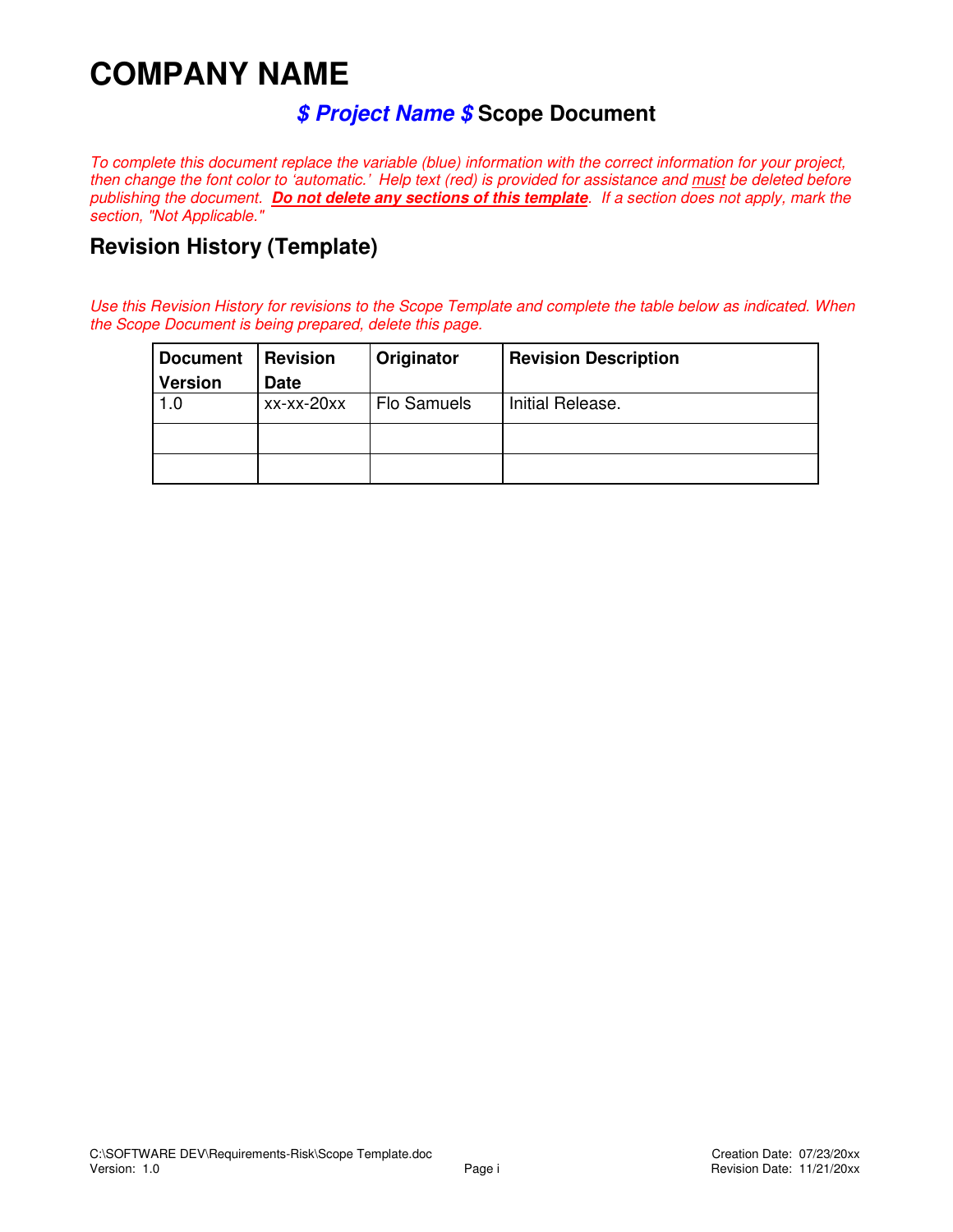# COMPANY NAME

## *$ Project Name $* Scope Document

*To complete this document replace the variable (blue) information with the correct information for your project, then change the font color to 'automatic.' Help text (red) is provided for assistance and must be deleted before publishing the document. **Do not delete any sections of this template**. If a section does not apply, mark the section, "Not Applicable."*

## Revision History (Template)

*Use this Revision History for revisions to the Scope Template and complete the table below as indicated. When the Scope Document is being prepared, delete this page.*

| Document Version | Revision Date | Originator | Revision Description |
|---|---|---|---|
| 1.0 | xx-xx-20xx | Flo Samuels | Initial Release. |
| | | | |
| | | | |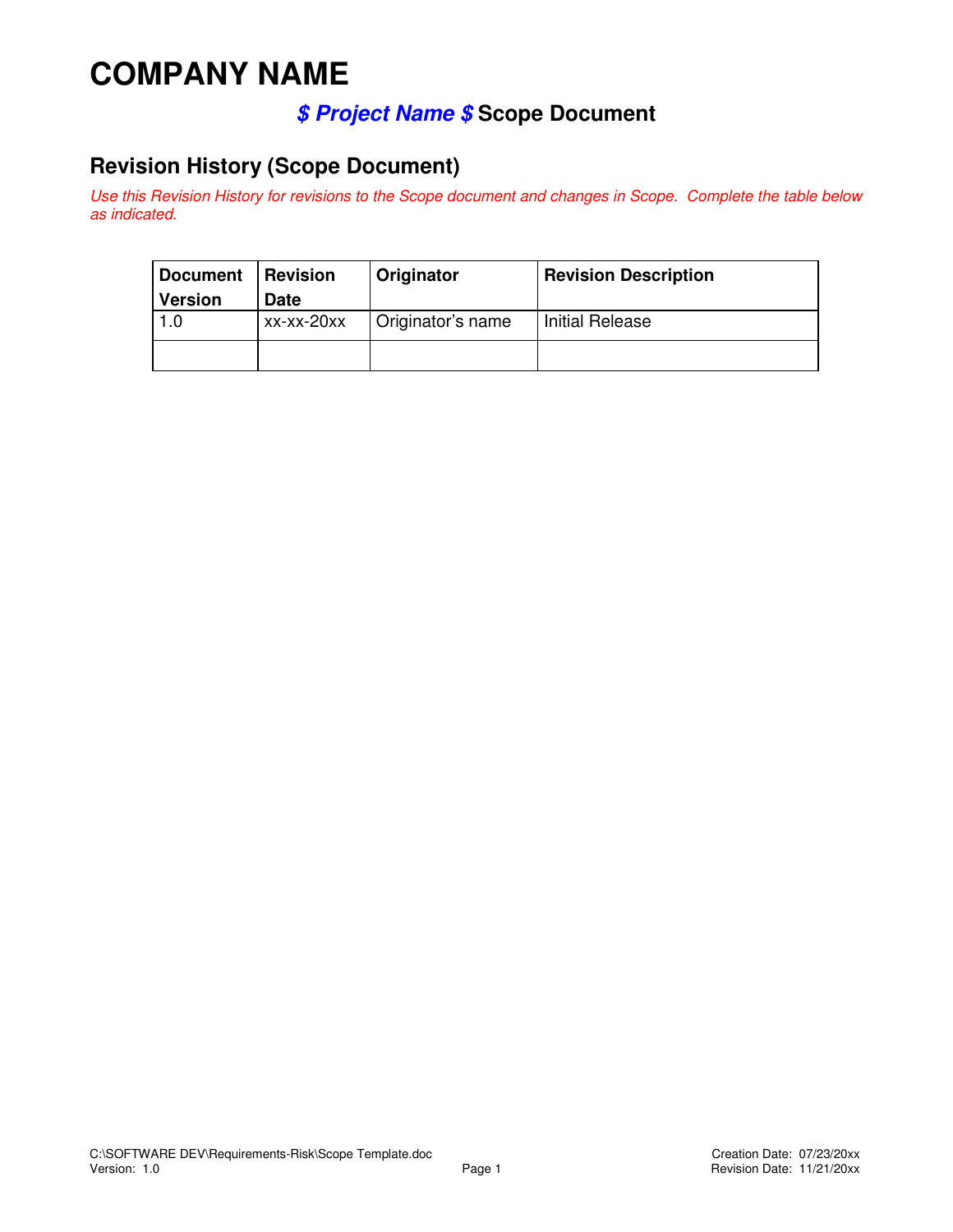# COMPANY NAME

### *$ Project Name $* Scope Document

## Revision History (Scope Document)

*Use this Revision History for revisions to the Scope document and changes in Scope. Complete the table below as indicated.*

| Document Version | Revision Date | Originator | Revision Description |
|---|---|---|---|
| 1.0 | xx-xx-20xx | Originator's name | Initial Release |
| | | | |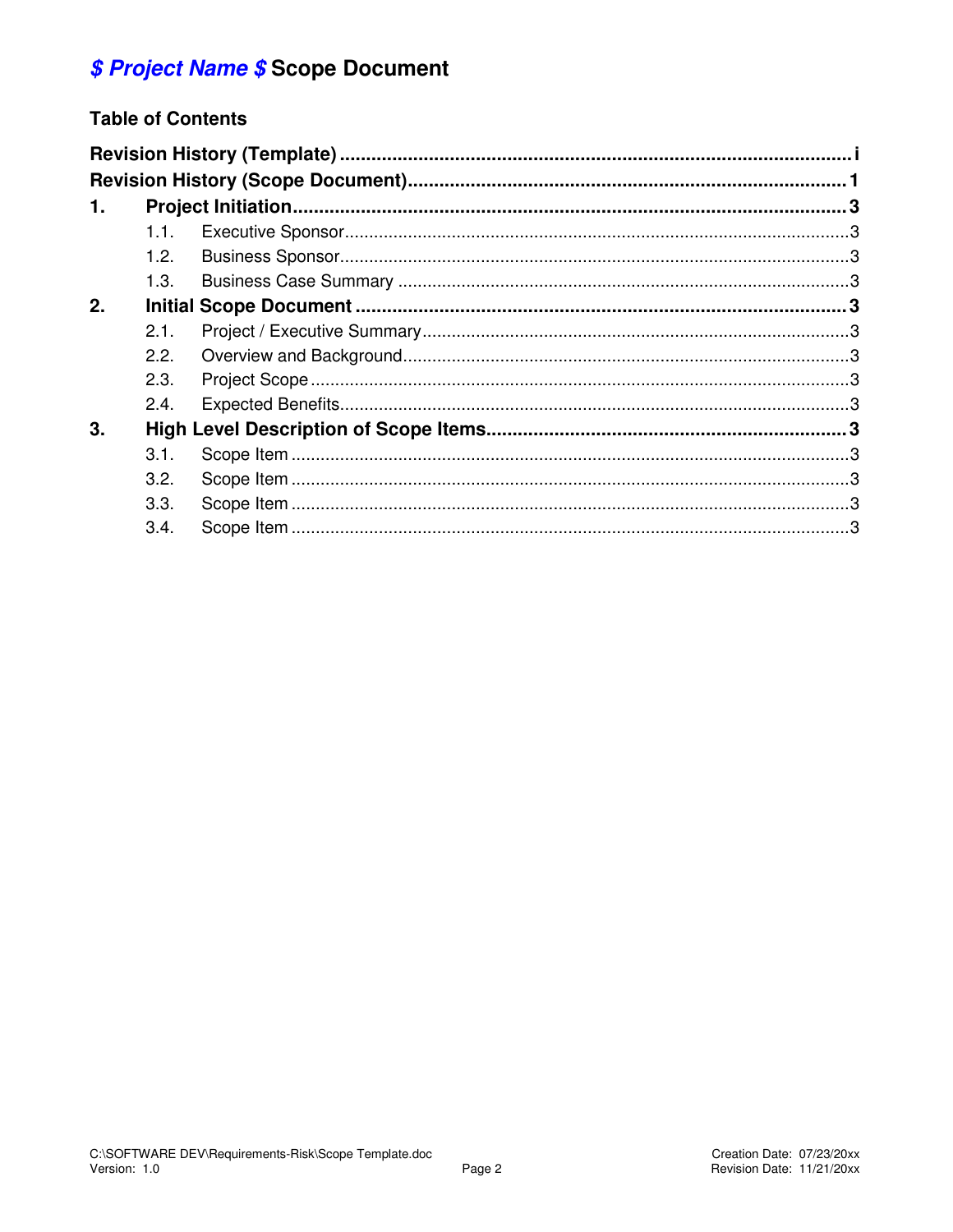# *$ Project Name $* Scope Document

## Table of Contents

**Revision History (Template)** ........................................................................................ i

**Revision History (Scope Document)** .................................................................................. 1

**1. Project Initiation** ......................................................................................................... 3

- 1.1. Executive Sponsor ..................................................................................................... 3
- 1.2. Business Sponsor ...................................................................................................... 3
- 1.3. Business Case Summary ........................................................................................... 3

**2. Initial Scope Document** ................................................................................................ 3

- 2.1. Project / Executive Summary ..................................................................................... 3
- 2.2. Overview and Background ......................................................................................... 3
- 2.3. Project Scope ............................................................................................................ 3
- 2.4. Expected Benefits ...................................................................................................... 3

**3. High Level Description of Scope Items** ....................................................................... 3

- 3.1. Scope Item ................................................................................................................ 3
- 3.2. Scope Item ................................................................................................................ 3
- 3.3. Scope Item ................................................................................................................ 3
- 3.4. Scope Item ................................................................................................................ 3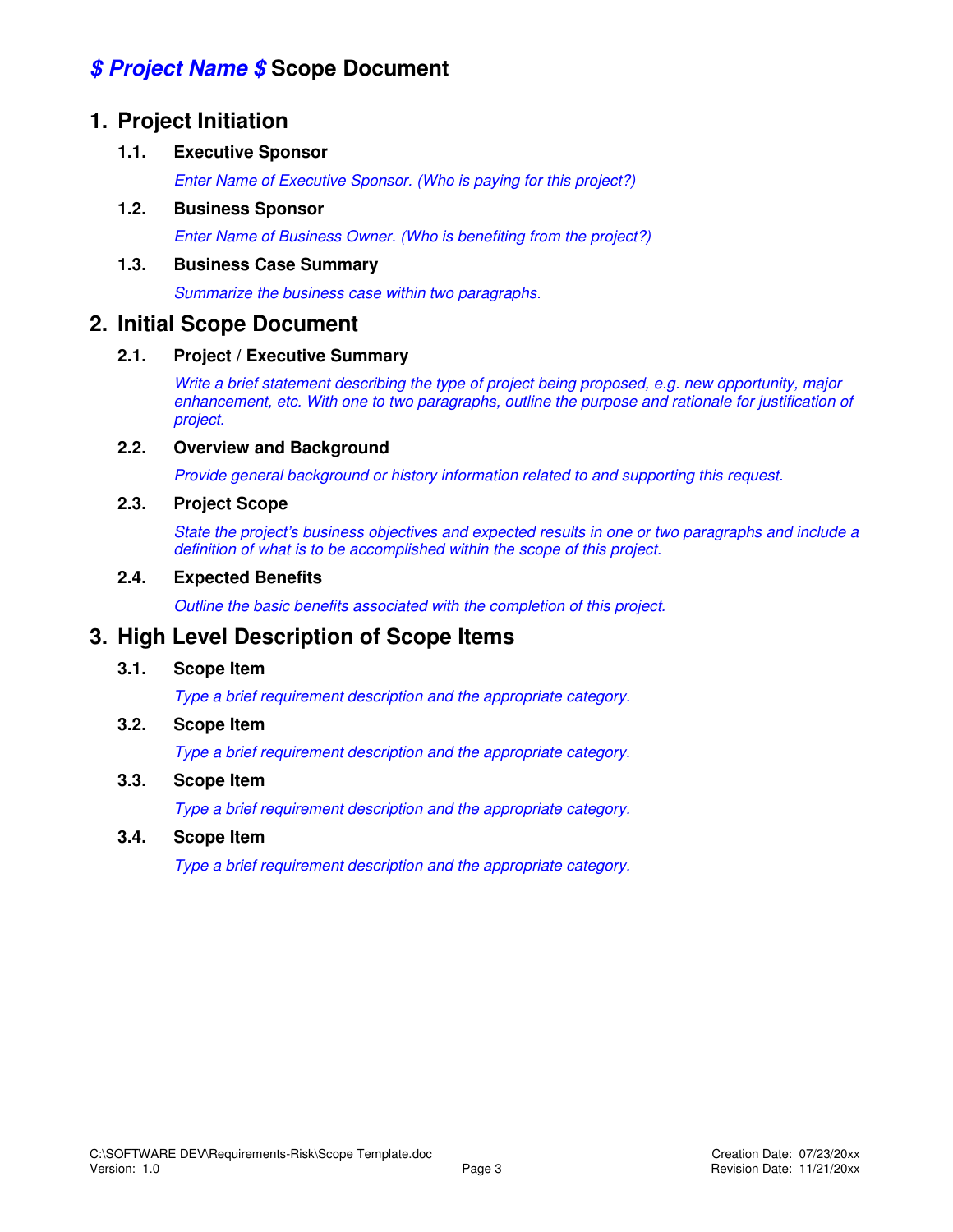# *$ Project Name $* Scope Document

## 1. Project Initiation

### 1.1. Executive Sponsor

*Enter Name of Executive Sponsor. (Who is paying for this project?)*

### 1.2. Business Sponsor

*Enter Name of Business Owner. (Who is benefiting from the project?)*

### 1.3. Business Case Summary

*Summarize the business case within two paragraphs.*

## 2. Initial Scope Document

### 2.1. Project / Executive Summary

*Write a brief statement describing the type of project being proposed, e.g. new opportunity, major enhancement, etc. With one to two paragraphs, outline the purpose and rationale for justification of project.*

### 2.2. Overview and Background

*Provide general background or history information related to and supporting this request.*

### 2.3. Project Scope

*State the project's business objectives and expected results in one or two paragraphs and include a definition of what is to be accomplished within the scope of this project.*

### 2.4. Expected Benefits

*Outline the basic benefits associated with the completion of this project.*

## 3. High Level Description of Scope Items

### 3.1. Scope Item

*Type a brief requirement description and the appropriate category.*

### 3.2. Scope Item

*Type a brief requirement description and the appropriate category.*

### 3.3. Scope Item

*Type a brief requirement description and the appropriate category.*

### 3.4. Scope Item

*Type a brief requirement description and the appropriate category.*